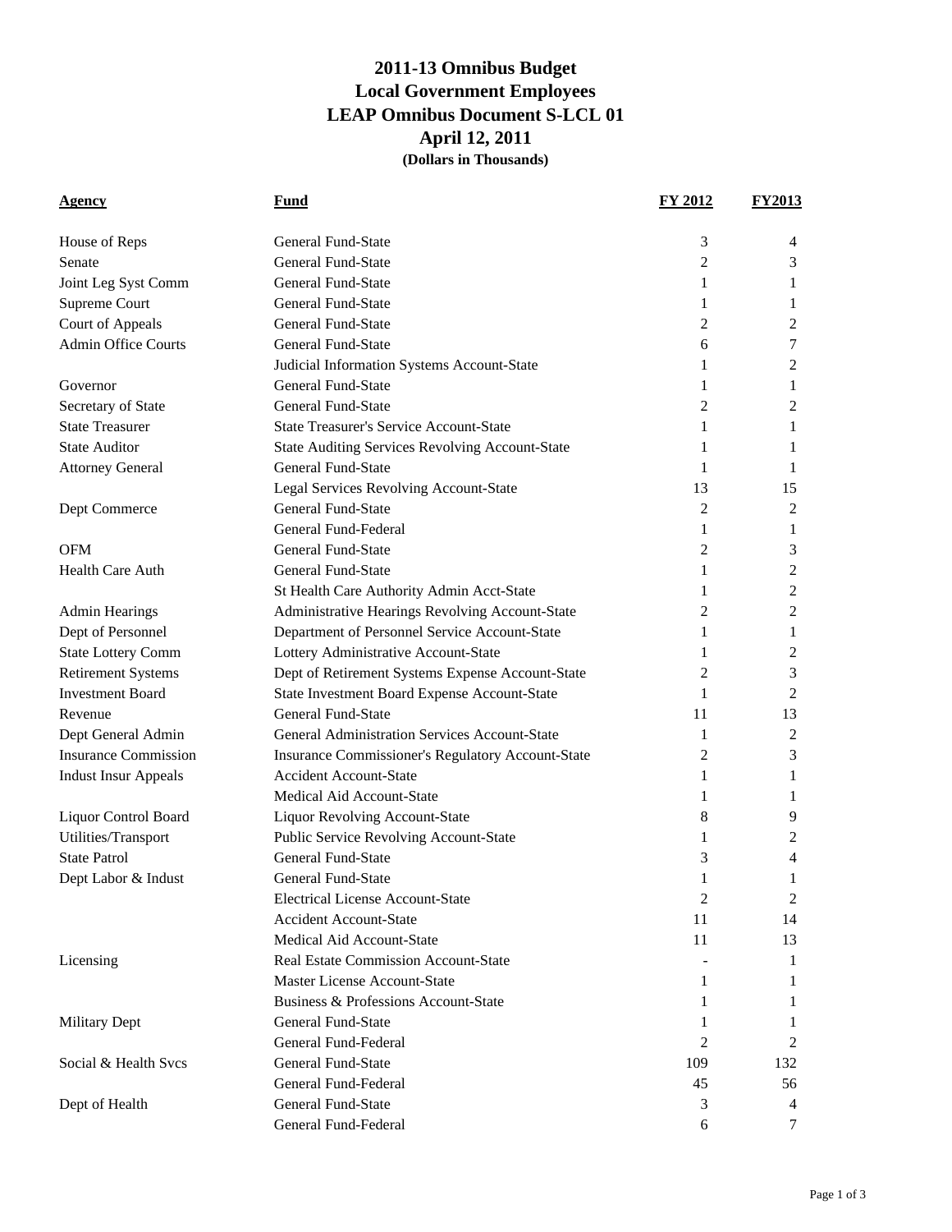# 2011-13 Omnibus Budget
## Local Government Employees
## LEAP Omnibus Document S-LCL 01
## April 12, 2011
**(Dollars in Thousands)**

| Agency | Fund | FY 2012 | FY2013 |
|---|---|---|---|
| House of Reps | General Fund-State | 3 | 4 |
| Senate | General Fund-State | 2 | 3 |
| Joint Leg Syst Comm | General Fund-State | 1 | 1 |
| Supreme Court | General Fund-State | 1 | 1 |
| Court of Appeals | General Fund-State | 2 | 2 |
| Admin Office Courts | General Fund-State | 6 | 7 |
| | Judicial Information Systems Account-State | 1 | 2 |
| Governor | General Fund-State | 1 | 1 |
| Secretary of State | General Fund-State | 2 | 2 |
| State Treasurer | State Treasurer's Service Account-State | 1 | 1 |
| State Auditor | State Auditing Services Revolving Account-State | 1 | 1 |
| Attorney General | General Fund-State | 1 | 1 |
| | Legal Services Revolving Account-State | 13 | 15 |
| Dept Commerce | General Fund-State | 2 | 2 |
| | General Fund-Federal | 1 | 1 |
| OFM | General Fund-State | 2 | 3 |
| Health Care Auth | General Fund-State | 1 | 2 |
| | St Health Care Authority Admin Acct-State | 1 | 2 |
| Admin Hearings | Administrative Hearings Revolving Account-State | 2 | 2 |
| Dept of Personnel | Department of Personnel Service Account-State | 1 | 1 |
| State Lottery Comm | Lottery Administrative Account-State | 1 | 2 |
| Retirement Systems | Dept of Retirement Systems Expense Account-State | 2 | 3 |
| Investment Board | State Investment Board Expense Account-State | 1 | 2 |
| Revenue | General Fund-State | 11 | 13 |
| Dept General Admin | General Administration Services Account-State | 1 | 2 |
| Insurance Commission | Insurance Commissioner's Regulatory Account-State | 2 | 3 |
| Indust Insur Appeals | Accident Account-State | 1 | 1 |
| | Medical Aid Account-State | 1 | 1 |
| Liquor Control Board | Liquor Revolving Account-State | 8 | 9 |
| Utilities/Transport | Public Service Revolving Account-State | 1 | 2 |
| State Patrol | General Fund-State | 3 | 4 |
| Dept Labor & Indust | General Fund-State | 1 | 1 |
| | Electrical License Account-State | 2 | 2 |
| | Accident Account-State | 11 | 14 |
| | Medical Aid Account-State | 11 | 13 |
| Licensing | Real Estate Commission Account-State | - | 1 |
| | Master License Account-State | 1 | 1 |
| | Business & Professions Account-State | 1 | 1 |
| Military Dept | General Fund-State | 1 | 1 |
| | General Fund-Federal | 2 | 2 |
| Social & Health Svcs | General Fund-State | 109 | 132 |
| | General Fund-Federal | 45 | 56 |
| Dept of Health | General Fund-State | 3 | 4 |
| | General Fund-Federal | 6 | 7 |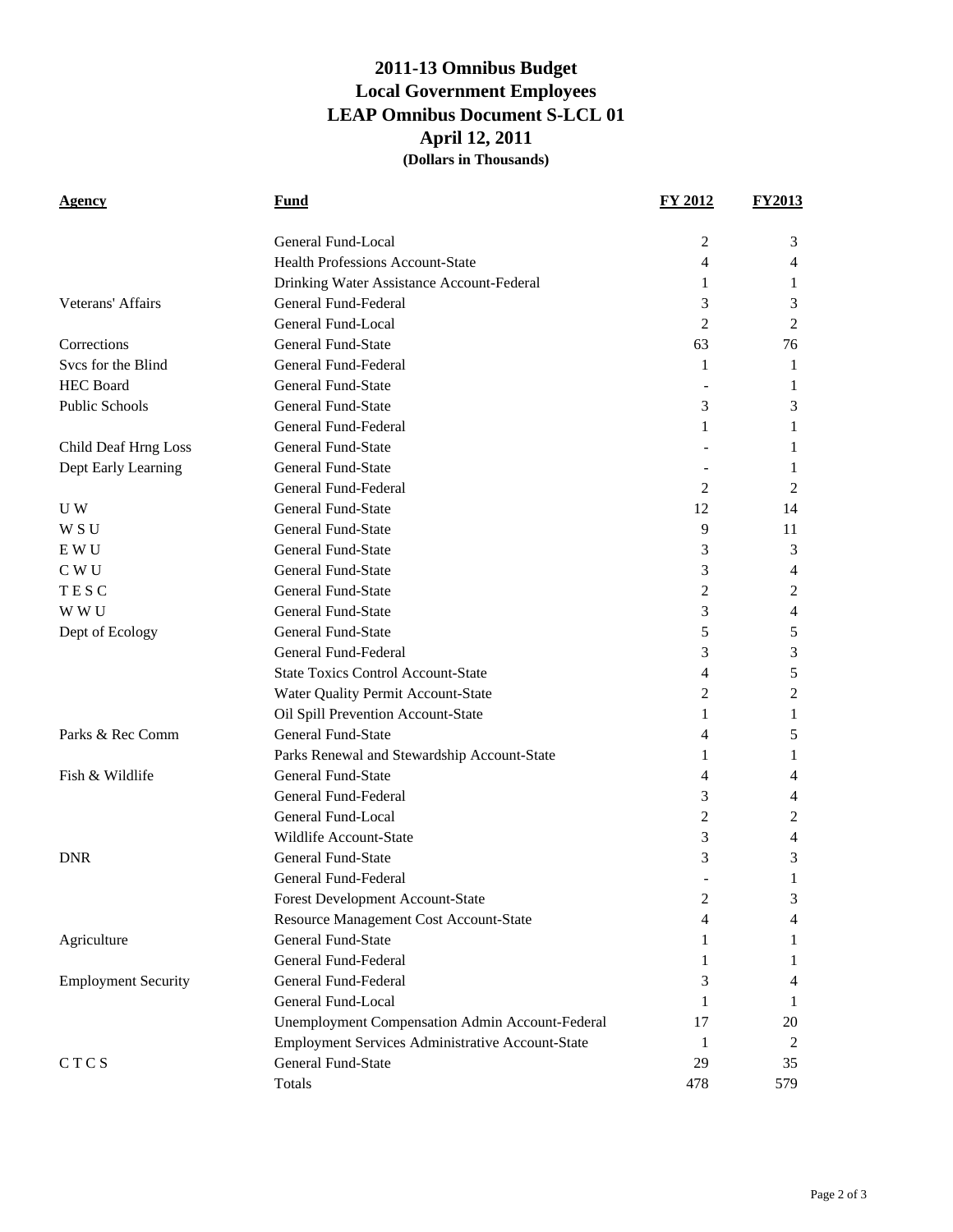# 2011-13 Omnibus Budget
## Local Government Employees
## LEAP Omnibus Document S-LCL 01
## April 12, 2011
**(Dollars in Thousands)**

| Agency | Fund | FY 2012 | FY2013 |
|---|---|---|---|
| | General Fund-Local | 2 | 3 |
| | Health Professions Account-State | 4 | 4 |
| | Drinking Water Assistance Account-Federal | 1 | 1 |
| Veterans' Affairs | General Fund-Federal | 3 | 3 |
| | General Fund-Local | 2 | 2 |
| Corrections | General Fund-State | 63 | 76 |
| Svcs for the Blind | General Fund-Federal | 1 | 1 |
| HEC Board | General Fund-State | - | 1 |
| Public Schools | General Fund-State | 3 | 3 |
| | General Fund-Federal | 1 | 1 |
| Child Deaf Hrng Loss | General Fund-State | - | 1 |
| Dept Early Learning | General Fund-State | - | 1 |
| | General Fund-Federal | 2 | 2 |
| U W | General Fund-State | 12 | 14 |
| W S U | General Fund-State | 9 | 11 |
| E W U | General Fund-State | 3 | 3 |
| C W U | General Fund-State | 3 | 4 |
| T E S C | General Fund-State | 2 | 2 |
| W W U | General Fund-State | 3 | 4 |
| Dept of Ecology | General Fund-State | 5 | 5 |
| | General Fund-Federal | 3 | 3 |
| | State Toxics Control Account-State | 4 | 5 |
| | Water Quality Permit Account-State | 2 | 2 |
| | Oil Spill Prevention Account-State | 1 | 1 |
| Parks & Rec Comm | General Fund-State | 4 | 5 |
| | Parks Renewal and Stewardship Account-State | 1 | 1 |
| Fish & Wildlife | General Fund-State | 4 | 4 |
| | General Fund-Federal | 3 | 4 |
| | General Fund-Local | 2 | 2 |
| | Wildlife Account-State | 3 | 4 |
| DNR | General Fund-State | 3 | 3 |
| | General Fund-Federal | - | 1 |
| | Forest Development Account-State | 2 | 3 |
| | Resource Management Cost Account-State | 4 | 4 |
| Agriculture | General Fund-State | 1 | 1 |
| | General Fund-Federal | 1 | 1 |
| Employment Security | General Fund-Federal | 3 | 4 |
| | General Fund-Local | 1 | 1 |
| | Unemployment Compensation Admin Account-Federal | 17 | 20 |
| | Employment Services Administrative Account-State | 1 | 2 |
| C T C S | General Fund-State | 29 | 35 |
| | Totals | 478 | 579 |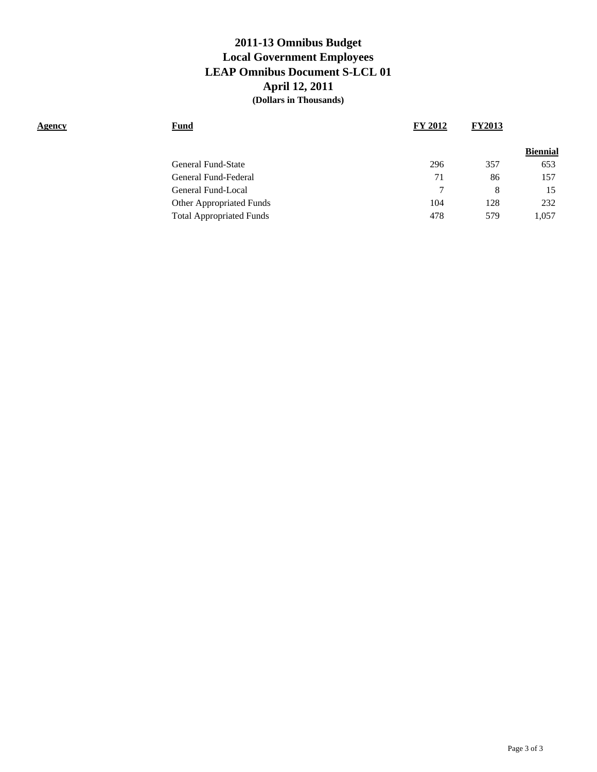# 2011-13 Omnibus Budget
## Local Government Employees
## LEAP Omnibus Document S-LCL 01
## April 12, 2011
**(Dollars in Thousands)**

| Agency | Fund | FY 2012 | FY2013 | Biennial |
|---|---|---|---|---|
| | General Fund-State | 296 | 357 | 653 |
| | General Fund-Federal | 71 | 86 | 157 |
| | General Fund-Local | 7 | 8 | 15 |
| | Other Appropriated Funds | 104 | 128 | 232 |
| | Total Appropriated Funds | 478 | 579 | 1,057 |